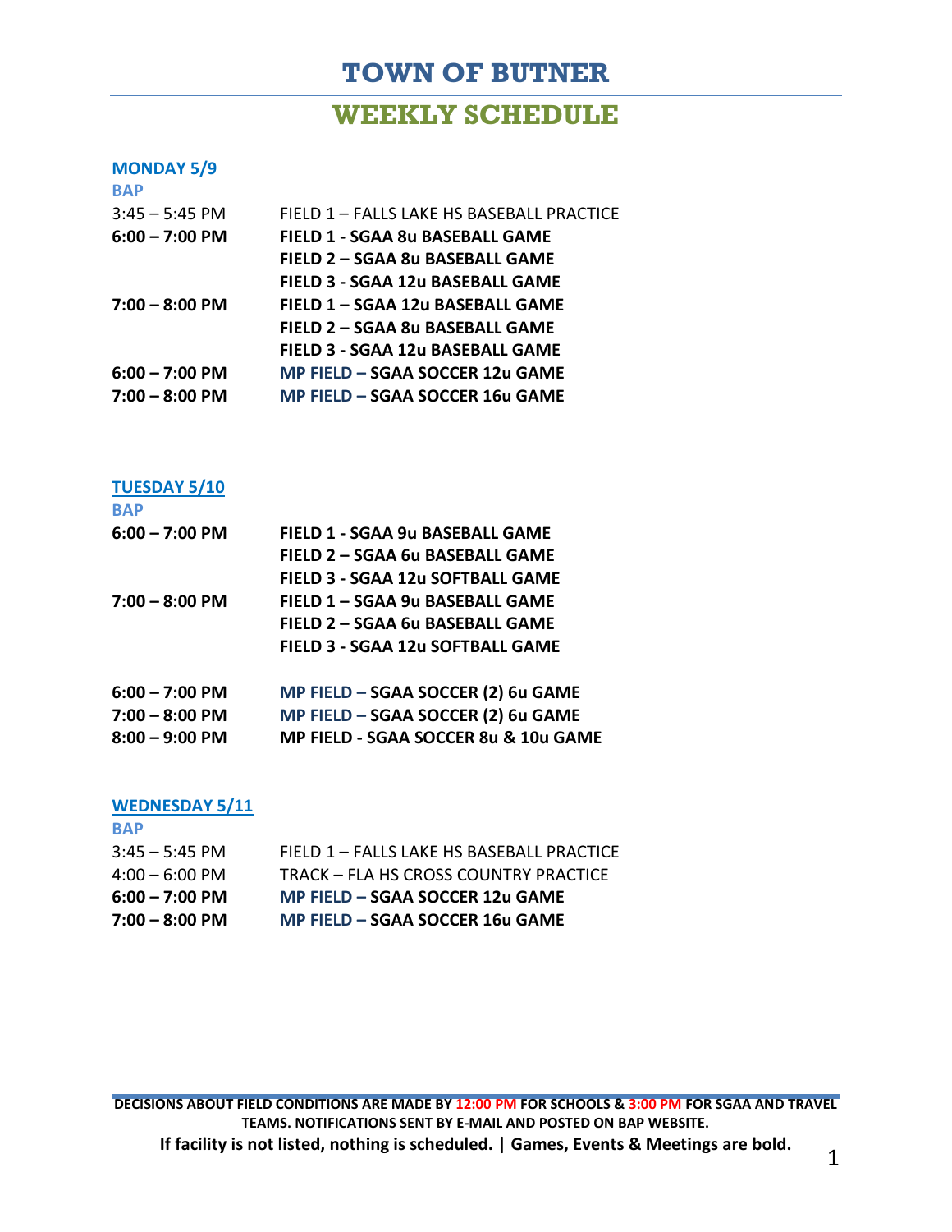# TOWN OF BUTNER

## WEEKLY SCHEDULE

### MONDAY 5/9

**BAP**

| | |
|---|---|
| 3:45 – 5:45 PM | FIELD 1 – FALLS LAKE HS BASEBALL PRACTICE |
| **6:00 – 7:00 PM** | **FIELD 1 - SGAA 8u BASEBALL GAME** |
| | **FIELD 2 – SGAA 8u BASEBALL GAME** |
| | **FIELD 3 - SGAA 12u BASEBALL GAME** |
| **7:00 – 8:00 PM** | **FIELD 1 – SGAA 12u BASEBALL GAME** |
| | **FIELD 2 – SGAA 8u BASEBALL GAME** |
| | **FIELD 3 - SGAA 12u BASEBALL GAME** |
| **6:00 – 7:00 PM** | **MP FIELD – SGAA SOCCER 12u GAME** |
| **7:00 – 8:00 PM** | **MP FIELD – SGAA SOCCER 16u GAME** |

### TUESDAY 5/10

**BAP**

| | |
|---|---|
| **6:00 – 7:00 PM** | **FIELD 1 - SGAA 9u BASEBALL GAME** |
| | **FIELD 2 – SGAA 6u BASEBALL GAME** |
| | **FIELD 3 - SGAA 12u SOFTBALL GAME** |
| **7:00 – 8:00 PM** | **FIELD 1 – SGAA 9u BASEBALL GAME** |
| | **FIELD 2 – SGAA 6u BASEBALL GAME** |
| | **FIELD 3 - SGAA 12u SOFTBALL GAME** |
| **6:00 – 7:00 PM** | **MP FIELD – SGAA SOCCER (2) 6u GAME** |
| **7:00 – 8:00 PM** | **MP FIELD – SGAA SOCCER (2) 6u GAME** |
| **8:00 – 9:00 PM** | **MP FIELD - SGAA SOCCER 8u & 10u GAME** |

### WEDNESDAY 5/11

**BAP**

| | |
|---|---|
| 3:45 – 5:45 PM | FIELD 1 – FALLS LAKE HS BASEBALL PRACTICE |
| 4:00 – 6:00 PM | TRACK – FLA HS CROSS COUNTRY PRACTICE |
| **6:00 – 7:00 PM** | **MP FIELD – SGAA SOCCER 12u GAME** |
| **7:00 – 8:00 PM** | **MP FIELD – SGAA SOCCER 16u GAME** |

**DECISIONS ABOUT FIELD CONDITIONS ARE MADE BY 12:00 PM FOR SCHOOLS & 3:00 PM FOR SGAA AND TRAVEL TEAMS. NOTIFICATIONS SENT BY E-MAIL AND POSTED ON BAP WEBSITE.**

**If facility is not listed, nothing is scheduled. | Games, Events & Meetings are bold.**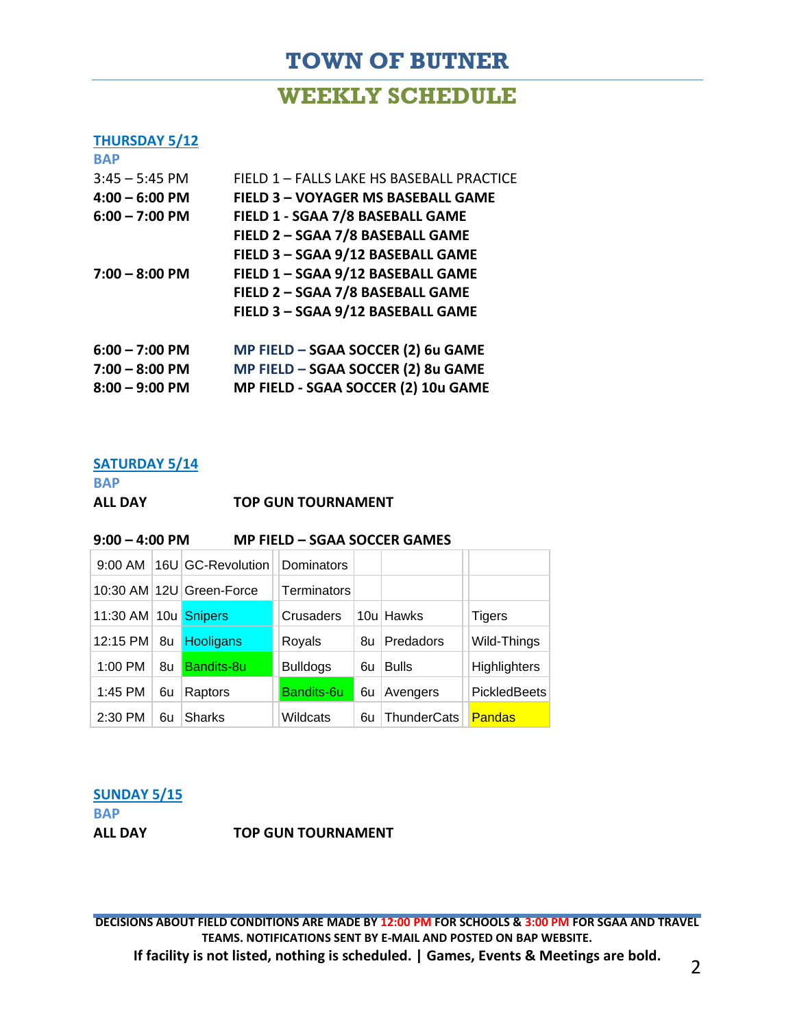# TOWN OF BUTNER

## WEEKLY SCHEDULE

### THURSDAY 5/12

**BAP**

3:45 – 5:45 PM FIELD 1 – FALLS LAKE HS BASEBALL PRACTICE

**4:00 – 6:00 PM FIELD 3 – VOYAGER MS BASEBALL GAME**

**6:00 – 7:00 PM FIELD 1 - SGAA 7/8 BASEBALL GAME**

**FIELD 2 – SGAA 7/8 BASEBALL GAME**

**FIELD 3 – SGAA 9/12 BASEBALL GAME**

**7:00 – 8:00 PM FIELD 1 – SGAA 9/12 BASEBALL GAME**

**FIELD 2 – SGAA 7/8 BASEBALL GAME**

**FIELD 3 – SGAA 9/12 BASEBALL GAME**

**6:00 – 7:00 PM MP FIELD – SGAA SOCCER (2) 6u GAME**

**7:00 – 8:00 PM MP FIELD – SGAA SOCCER (2) 8u GAME**

**8:00 – 9:00 PM MP FIELD - SGAA SOCCER (2) 10u GAME**

### SATURDAY 5/14

**BAP**

**ALL DAY TOP GUN TOURNAMENT**

**9:00 – 4:00 PM MP FIELD – SGAA SOCCER GAMES**

| | | | | | | |
|---|---|---|---|---|---|---|
| 9:00 AM | 16U | GC-Revolution | Dominators | | | |
| 10:30 AM | 12U | Green-Force | Terminators | | | |
| 11:30 AM | 10u | Snipers | Crusaders | 10u | Hawks | Tigers |
| 12:15 PM | 8u | Hooligans | Royals | 8u | Predadors | Wild-Things |
| 1:00 PM | 8u | Bandits-8u | Bulldogs | 6u | Bulls | Highlighters |
| 1:45 PM | 6u | Raptors | Bandits-6u | 6u | Avengers | PickledBeets |
| 2:30 PM | 6u | Sharks | Wildcats | 6u | ThunderCats | Pandas |

### SUNDAY 5/15

**BAP**

**ALL DAY TOP GUN TOURNAMENT**

**DECISIONS ABOUT FIELD CONDITIONS ARE MADE BY 12:00 PM FOR SCHOOLS & 3:00 PM FOR SGAA AND TRAVEL TEAMS. NOTIFICATIONS SENT BY E-MAIL AND POSTED ON BAP WEBSITE.**

**If facility is not listed, nothing is scheduled. | Games, Events & Meetings are bold.**